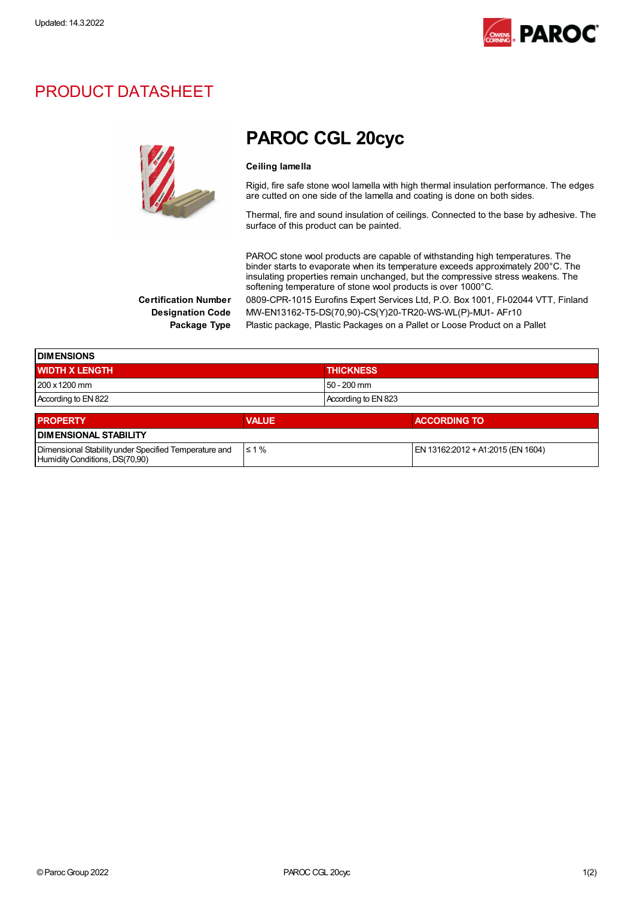Updated: 14.3.2022

# PRODUCT DATASHEET

## PAROC CGL 20cyc

**Ceiling lamella**

Rigid, fire safe stone wool lamella with high thermal insulation performance. The edges are cutted on one side of the lamella and coating is done on both sides.

Thermal, fire and sound insulation of ceilings. Connected to the base by adhesive. The surface of this product can be painted.

PAROC stone wool products are capable of withstanding high temperatures. The binder starts to evaporate when its temperature exceeds approximately 200°C. The insulating properties remain unchanged, but the compressive stress weakens. The softening temperature of stone wool products is over 1000°C.

**Certification Number** 0809-CPR-1015 Eurofins Expert Services Ltd, P.O. Box 1001, FI-02044 VTT, Finland

**Designation Code** MW-EN13162-T5-DS(70,90)-CS(Y)20-TR20-WS-WL(P)-MU1- AFr10

**Package Type** Plastic package, Plastic Packages on a Pallet or Loose Product on a Pallet

| DIMENSIONS | |
|---|---|
| **WIDTH X LENGTH** | **THICKNESS** |
| 200 x 1200 mm | 50 - 200 mm |
| According to EN 822 | According to EN 823 |

| PROPERTY | VALUE | ACCORDING TO |
|---|---|---|
| **DIMENSIONAL STABILITY** | | |
| Dimensional Stability under Specified Temperature and Humidity Conditions, DS(70,90) | ≤ 1 % | EN 13162:2012 + A1:2015 (EN 1604) |

© Paroc Group 2022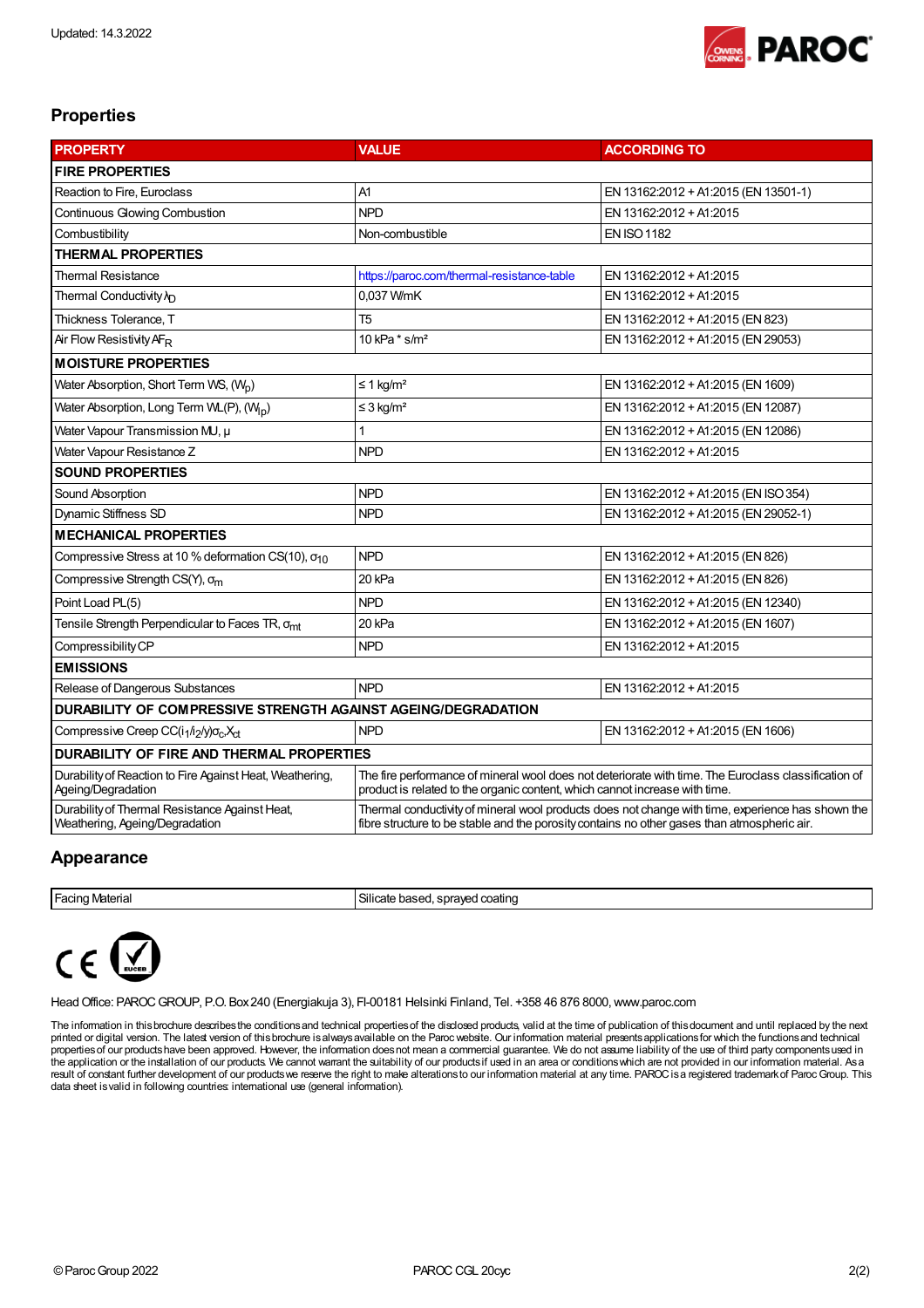Updated: 14.3.2022

## Properties

| PROPERTY | VALUE | ACCORDING TO |
|---|---|---|
| **FIRE PROPERTIES** | | |
| Reaction to Fire, Euroclass | A1 | EN 13162:2012 + A1:2015 (EN 13501-1) |
| Continuous Glowing Combustion | NPD | EN 13162:2012 + A1:2015 |
| Combustibility | Non-combustible | EN ISO 1182 |
| **THERMAL PROPERTIES** | | |
| Thermal Resistance | https://paroc.com/thermal-resistance-table | EN 13162:2012 + A1:2015 |
| Thermal Conductivity $\lambda_D$ | 0,037 W/mK | EN 13162:2012 + A1:2015 |
| Thickness Tolerance, T | T5 | EN 13162:2012 + A1:2015 (EN 823) |
| Air Flow Resistivity $AF_R$ | 10 kPa * s/m² | EN 13162:2012 + A1:2015 (EN 29053) |
| **MOISTURE PROPERTIES** | | |
| Water Absorption, Short Term WS, ($W_p$) | ≤ 1 kg/m² | EN 13162:2012 + A1:2015 (EN 1609) |
| Water Absorption, Long Term WL(P), ($W_{lp}$) | ≤ 3 kg/m² | EN 13162:2012 + A1:2015 (EN 12087) |
| Water Vapour Transmission MU, μ | 1 | EN 13162:2012 + A1:2015 (EN 12086) |
| Water Vapour Resistance Z | NPD | EN 13162:2012 + A1:2015 |
| **SOUND PROPERTIES** | | |
| Sound Absorption | NPD | EN 13162:2012 + A1:2015 (EN ISO 354) |
| Dynamic Stiffness SD | NPD | EN 13162:2012 + A1:2015 (EN 29052-1) |
| **MECHANICAL PROPERTIES** | | |
| Compressive Stress at 10 % deformation CS(10), $\sigma_{10}$ | NPD | EN 13162:2012 + A1:2015 (EN 826) |
| Compressive Strength CS(Y), $\sigma_m$ | 20 kPa | EN 13162:2012 + A1:2015 (EN 826) |
| Point Load PL(5) | NPD | EN 13162:2012 + A1:2015 (EN 12340) |
| Tensile Strength Perpendicular to Faces TR, $\sigma_{mt}$ | 20 kPa | EN 13162:2012 + A1:2015 (EN 1607) |
| Compressibility CP | NPD | EN 13162:2012 + A1:2015 |
| **EMISSIONS** | | |
| Release of Dangerous Substances | NPD | EN 13162:2012 + A1:2015 |
| **DURABILITY OF COMPRESSIVE STRENGTH AGAINST AGEING/DEGRADATION** | | |
| Compressive Creep $CC(i_1/i_2/y)\sigma_c X_{ct}$ | NPD | EN 13162:2012 + A1:2015 (EN 1606) |
| **DURABILITY OF FIRE AND THERMAL PROPERTIES** | | |
| Durability of Reaction to Fire Against Heat, Weathering, Ageing/Degradation | The fire performance of mineral wool does not deteriorate with time. The Euroclass classification of product is related to the organic content, which cannot increase with time. | |
| Durability of Thermal Resistance Against Heat, Weathering, Ageing/Degradation | Thermal conductivity of mineral wool products does not change with time, experience has shown the fibre structure to be stable and the porosity contains no other gases than atmospheric air. | |

## Appearance

| | |
|---|---|
| Facing Material | Silicate based, sprayed coating |

Head Office: PAROC GROUP, P.O. Box 240 (Energiakuja 3), FI-00181 Helsinki Finland, Tel. +358 46 876 8000, www.paroc.com

The information in this brochure describes the conditions and technical properties of the disclosed products, valid at the time of publication of this document and until replaced by the next printed or digital version. The latest version of this brochure is always available on the Paroc website. Our information material presents applications for which the functions and technical properties of our products have been approved. However, the information does not mean a commercial guarantee. We do not assume liability of the use of third party components used in the application or the installation of our products. We cannot warrant the suitability of our products if used in an area or conditions which are not provided in our information material. As a result of constant further development of our products we reserve the right to make alterations to our information material at any time. PAROC is a registered trademark of Paroc Group. This data sheet is valid in following countries: international use (general information).

© Paroc Group 2022 PAROC CGL 20cyc